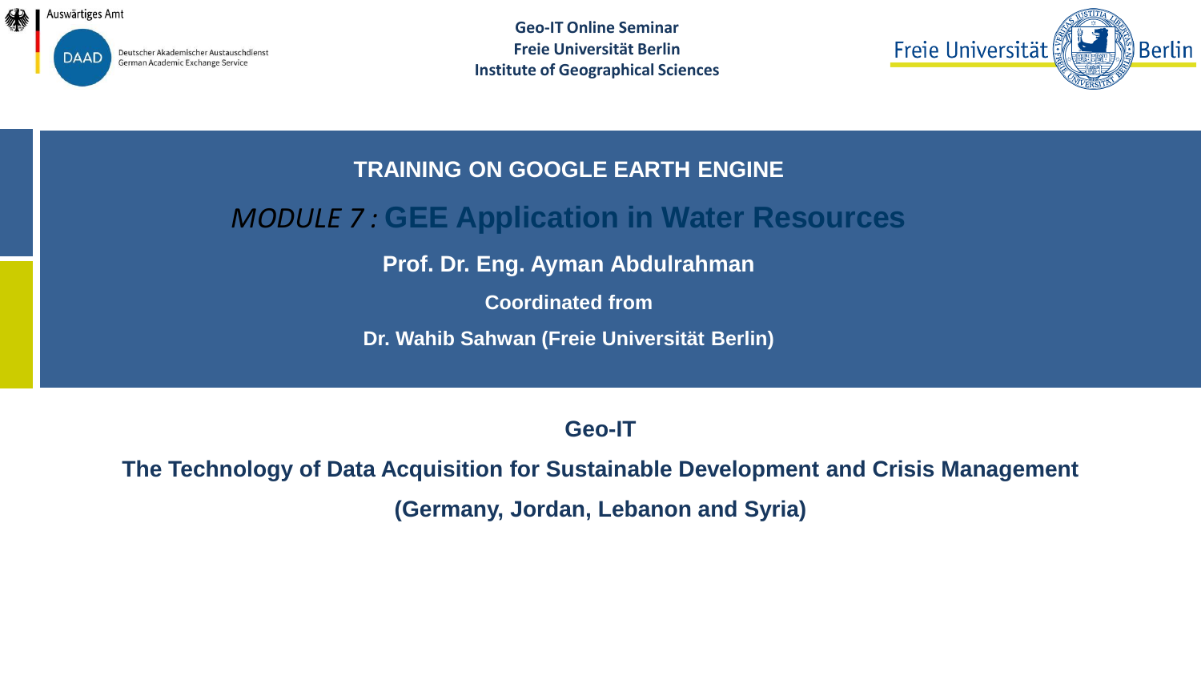Auswärtiges Amt

DAAD Deutscher Akademischer Austauschdienst
German Academic Exchange Service

**Geo-IT Online Seminar**
**Freie Universität Berlin**
**Institute of Geographical Sciences**

Freie Universität Berlin

# TRAINING ON GOOGLE EARTH ENGINE

## *MODULE 7 :* GEE Application in Water Resources

**Prof. Dr. Eng. Ayman Abdulrahman**

**Coordinated from**

**Dr. Wahib Sahwan (Freie Universität Berlin)**

**Geo-IT**

**The Technology of Data Acquisition for Sustainable Development and Crisis Management**

**(Germany, Jordan, Lebanon and Syria)**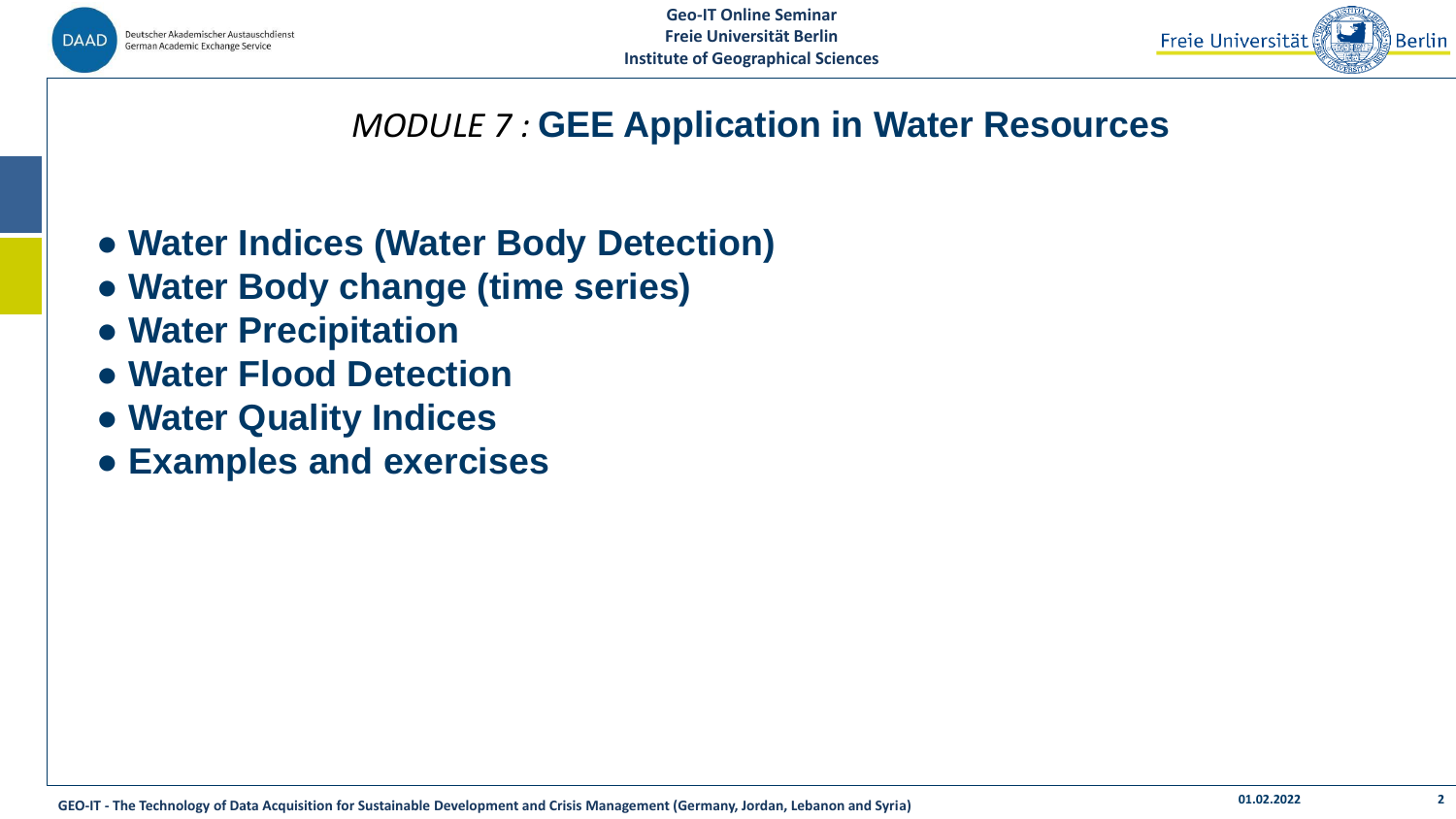# *MODULE 7 :* GEE Application in Water Resources

- **Water Indices (Water Body Detection)**
- **Water Body change (time series)**
- **Water Precipitation**
- **Water Flood Detection**
- **Water Quality Indices**
- **Examples and exercises**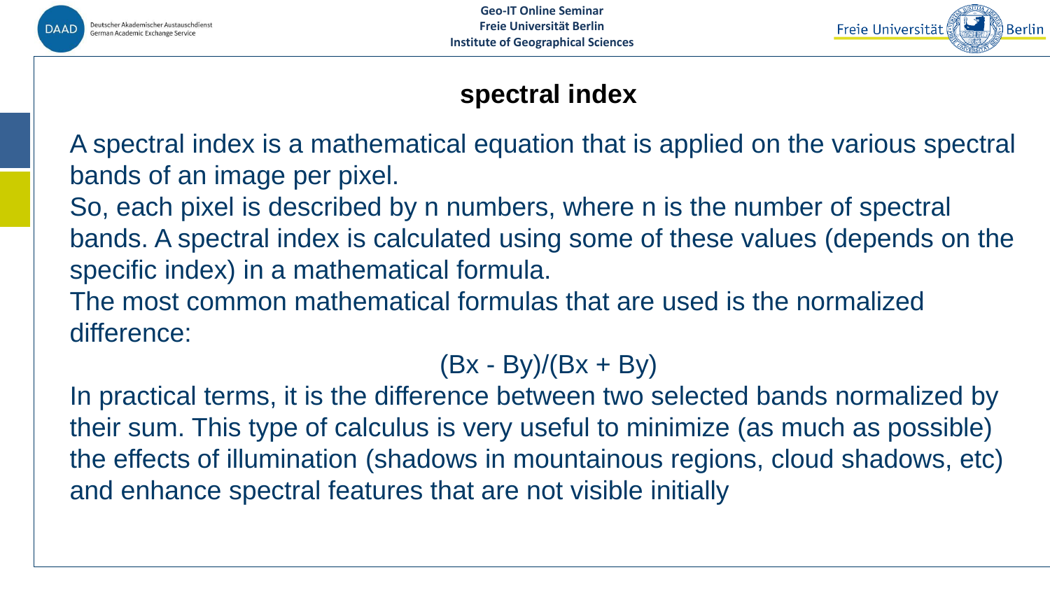# spectral index

A spectral index is a mathematical equation that is applied on the various spectral bands of an image per pixel.

So, each pixel is described by n numbers, where n is the number of spectral bands. A spectral index is calculated using some of these values (depends on the specific index) in a mathematical formula.

The most common mathematical formulas that are used is the normalized difference:

$$(Bx - By)/(Bx + By)$$

In practical terms, it is the difference between two selected bands normalized by their sum. This type of calculus is very useful to minimize (as much as possible) the effects of illumination (shadows in mountainous regions, cloud shadows, etc) and enhance spectral features that are not visible initially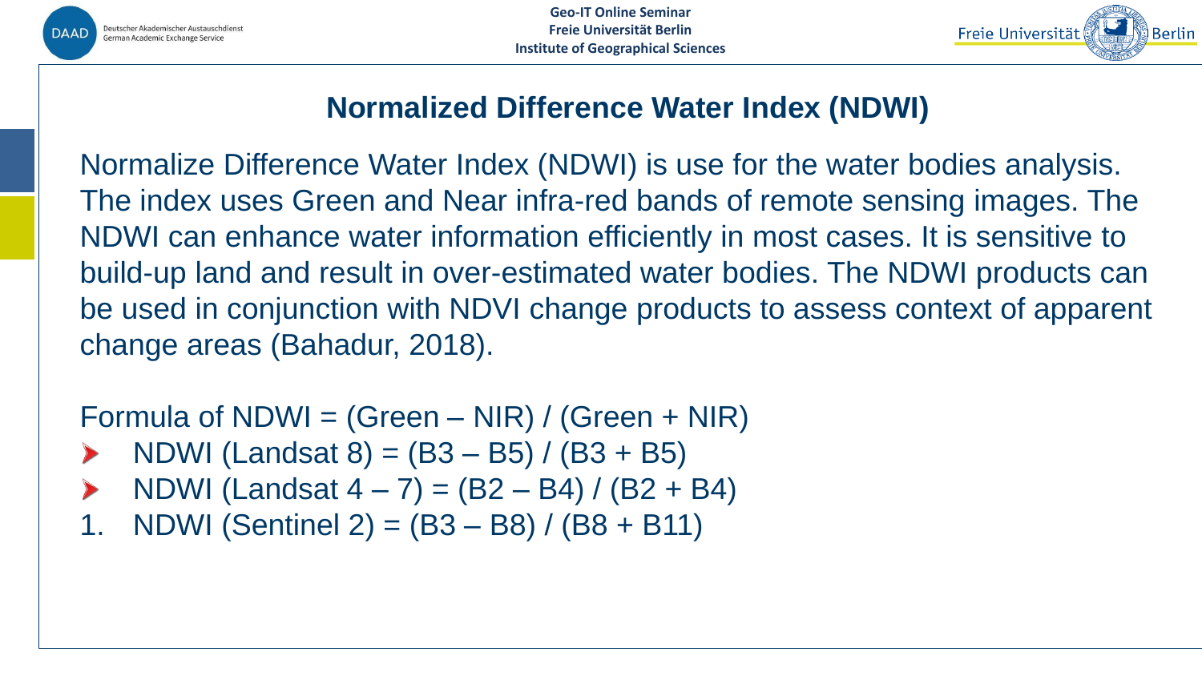## Normalized Difference Water Index (NDWI)

Normalize Difference Water Index (NDWI) is use for the water bodies analysis. The index uses Green and Near infra-red bands of remote sensing images. The NDWI can enhance water information efficiently in most cases. It is sensitive to build-up land and result in over-estimated water bodies. The NDWI products can be used in conjunction with NDVI change products to assess context of apparent change areas (Bahadur, 2018).

Formula of NDWI = (Green – NIR) / (Green + NIR)

- NDWI (Landsat 8) = (B3 – B5) / (B3 + B5)
- NDWI (Landsat 4 – 7) = (B2 – B4) / (B2 + B4)

1. NDWI (Sentinel 2) = (B3 – B8) / (B8 + B11)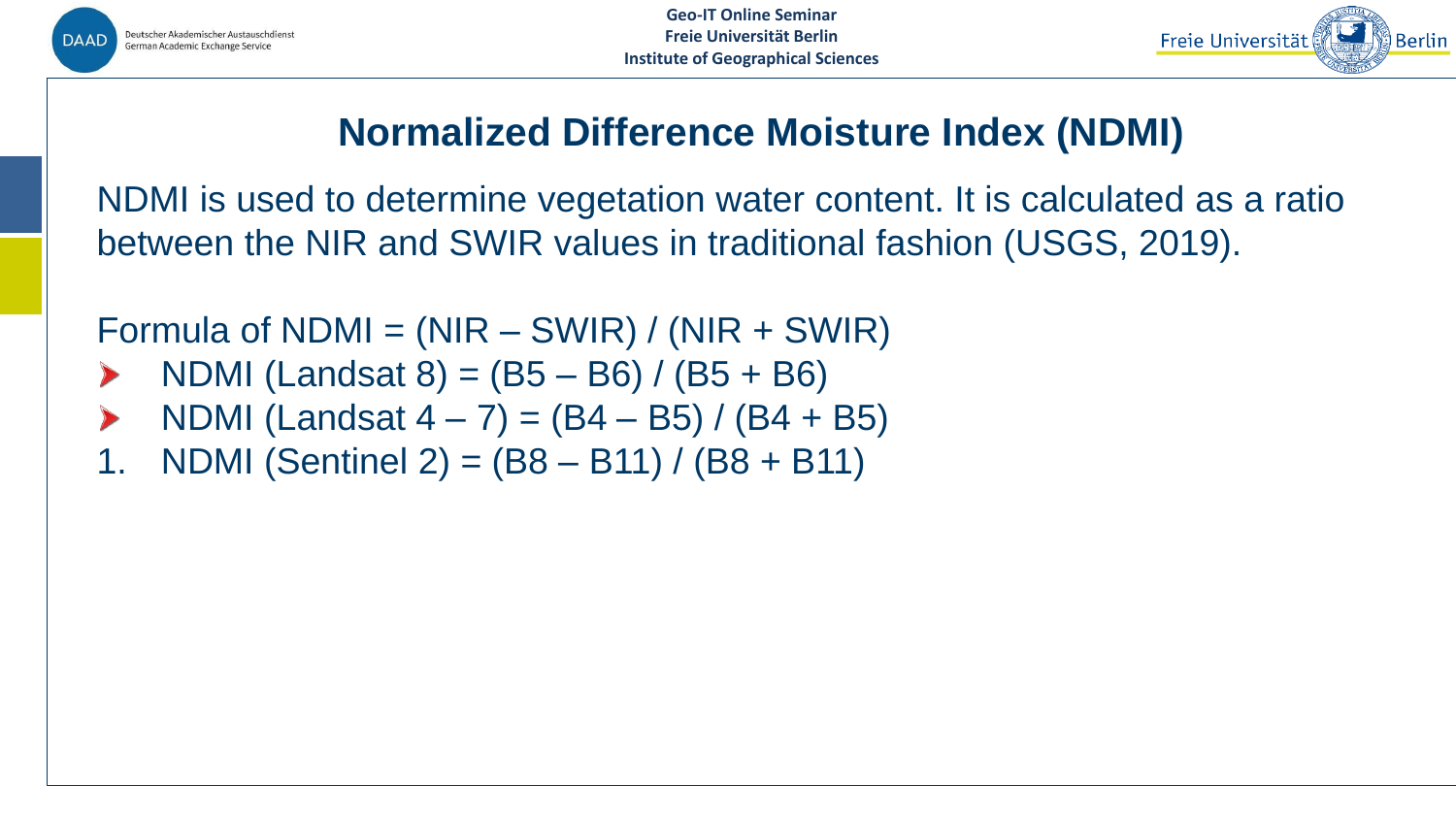# Normalized Difference Moisture Index (NDMI)

NDMI is used to determine vegetation water content. It is calculated as a ratio between the NIR and SWIR values in traditional fashion (USGS, 2019).

Formula of NDMI = (NIR – SWIR) / (NIR + SWIR)

- NDMI (Landsat 8) = (B5 – B6) / (B5 + B6)
- NDMI (Landsat 4 – 7) = (B4 – B5) / (B4 + B5)

1. NDMI (Sentinel 2) = (B8 – B11) / (B8 + B11)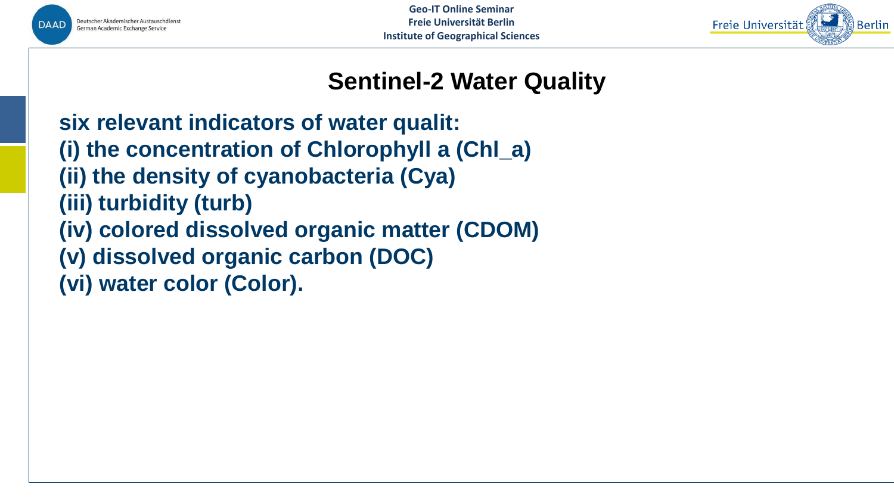# Sentinel-2 Water Quality

**six relevant indicators of water qualit:**
**(i) the concentration of Chlorophyll a (Chl_a)**
**(ii) the density of cyanobacteria (Cya)**
**(iii) turbidity (turb)**
**(iv) colored dissolved organic matter (CDOM)**
**(v) dissolved organic carbon (DOC)**
**(vi) water color (Color).**